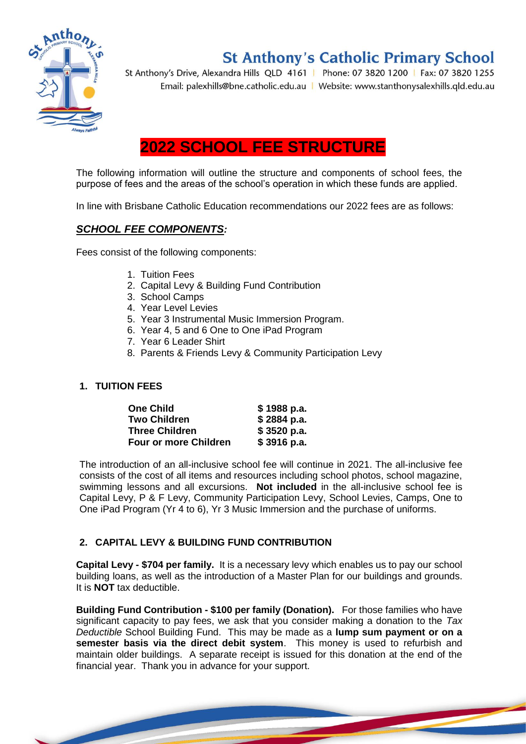# St Anthony's Catholic Primary School

St Anthony's Drive, Alexandra Hills QLD 4161 | Phone: 07 3820 1200 | Fax: 07 3820 1255
Email: palexhills@bne.catholic.edu.au | Website: www.stanthonysalexhills.qld.edu.au

# 2022 SCHOOL FEE STRUCTURE

The following information will outline the structure and components of school fees, the purpose of fees and the areas of the school's operation in which these funds are applied.

In line with Brisbane Catholic Education recommendations our 2022 fees are as follows:

## ***SCHOOL FEE COMPONENTS:***

Fees consist of the following components:

1. Tuition Fees
2. Capital Levy & Building Fund Contribution
3. School Camps
4. Year Level Levies
5. Year 3 Instrumental Music Immersion Program.
6. Year 4, 5 and 6 One to One iPad Program
7. Year 6 Leader Shirt
8. Parents & Friends Levy & Community Participation Levy

### 1. TUITION FEES

| | |
|---|---|
| **One Child** | **$ 1988 p.a.** |
| **Two Children** | **$ 2884 p.a.** |
| **Three Children** | **$ 3520 p.a.** |
| **Four or more Children** | **$ 3916 p.a.** |

The introduction of an all-inclusive school fee will continue in 2021. The all-inclusive fee consists of the cost of all items and resources including school photos, school magazine, swimming lessons and all excursions. **Not included** in the all-inclusive school fee is Capital Levy, P & F Levy, Community Participation Levy, School Levies, Camps, One to One iPad Program (Yr 4 to 6), Yr 3 Music Immersion and the purchase of uniforms.

### 2. CAPITAL LEVY & BUILDING FUND CONTRIBUTION

**Capital Levy - $704 per family.** It is a necessary levy which enables us to pay our school building loans, as well as the introduction of a Master Plan for our buildings and grounds. It is **NOT** tax deductible.

**Building Fund Contribution - $100 per family (Donation).** For those families who have significant capacity to pay fees, we ask that you consider making a donation to the *Tax Deductible* School Building Fund. This may be made as a **lump sum payment or on a semester basis via the direct debit system**. This money is used to refurbish and maintain older buildings. A separate receipt is issued for this donation at the end of the financial year. Thank you in advance for your support.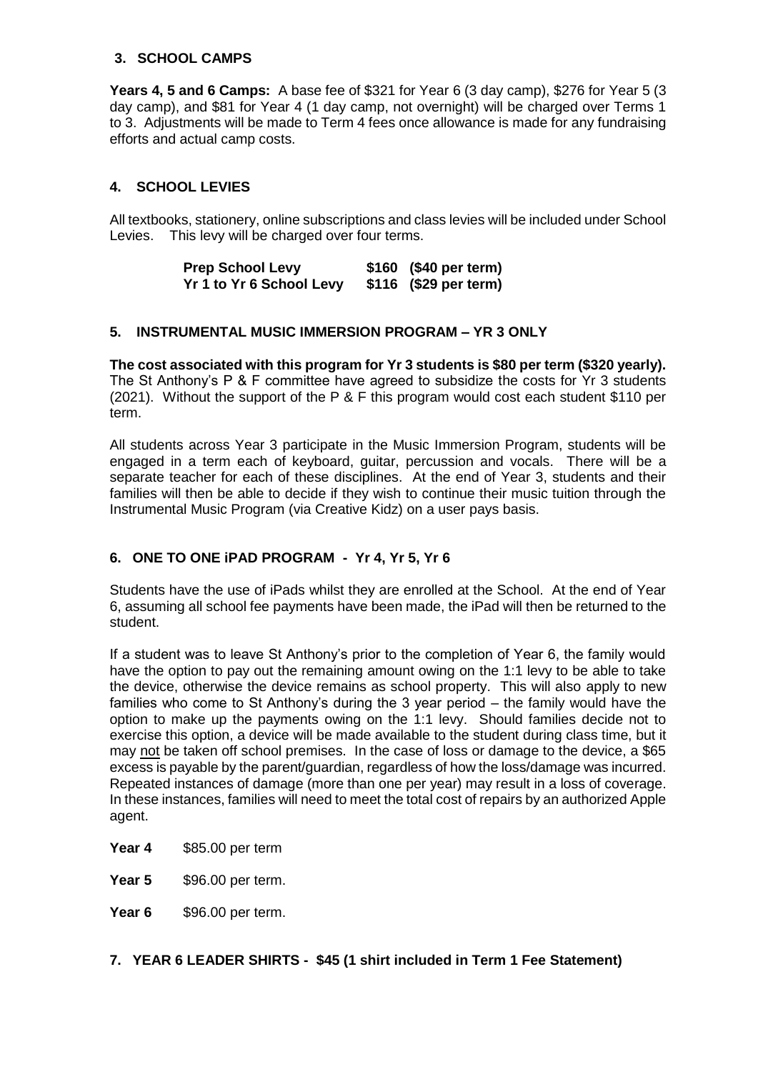## 3. SCHOOL CAMPS

**Years 4, 5 and 6 Camps:** A base fee of $321 for Year 6 (3 day camp), $276 for Year 5 (3 day camp), and $81 for Year 4 (1 day camp, not overnight) will be charged over Terms 1 to 3. Adjustments will be made to Term 4 fees once allowance is made for any fundraising efforts and actual camp costs.

## 4. SCHOOL LEVIES

All textbooks, stationery, online subscriptions and class levies will be included under School Levies. This levy will be charged over four terms.

| | | |
|---|---|---|
| **Prep School Levy** | **$160** | **($40 per term)** |
| **Yr 1 to Yr 6 School Levy** | **$116** | **($29 per term)** |

## 5. INSTRUMENTAL MUSIC IMMERSION PROGRAM – YR 3 ONLY

**The cost associated with this program for Yr 3 students is $80 per term ($320 yearly).** The St Anthony's P & F committee have agreed to subsidize the costs for Yr 3 students (2021). Without the support of the P & F this program would cost each student $110 per term.

All students across Year 3 participate in the Music Immersion Program, students will be engaged in a term each of keyboard, guitar, percussion and vocals. There will be a separate teacher for each of these disciplines. At the end of Year 3, students and their families will then be able to decide if they wish to continue their music tuition through the Instrumental Music Program (via Creative Kidz) on a user pays basis.

## 6. ONE TO ONE iPAD PROGRAM - Yr 4, Yr 5, Yr 6

Students have the use of iPads whilst they are enrolled at the School. At the end of Year 6, assuming all school fee payments have been made, the iPad will then be returned to the student.

If a student was to leave St Anthony's prior to the completion of Year 6, the family would have the option to pay out the remaining amount owing on the 1:1 levy to be able to take the device, otherwise the device remains as school property. This will also apply to new families who come to St Anthony's during the 3 year period – the family would have the option to make up the payments owing on the 1:1 levy. Should families decide not to exercise this option, a device will be made available to the student during class time, but it may not be taken off school premises. In the case of loss or damage to the device, a $65 excess is payable by the parent/guardian, regardless of how the loss/damage was incurred. Repeated instances of damage (more than one per year) may result in a loss of coverage. In these instances, families will need to meet the total cost of repairs by an authorized Apple agent.

**Year 4** $85.00 per term

**Year 5** $96.00 per term.

**Year 6** $96.00 per term.

## 7. YEAR 6 LEADER SHIRTS - $45 (1 shirt included in Term 1 Fee Statement)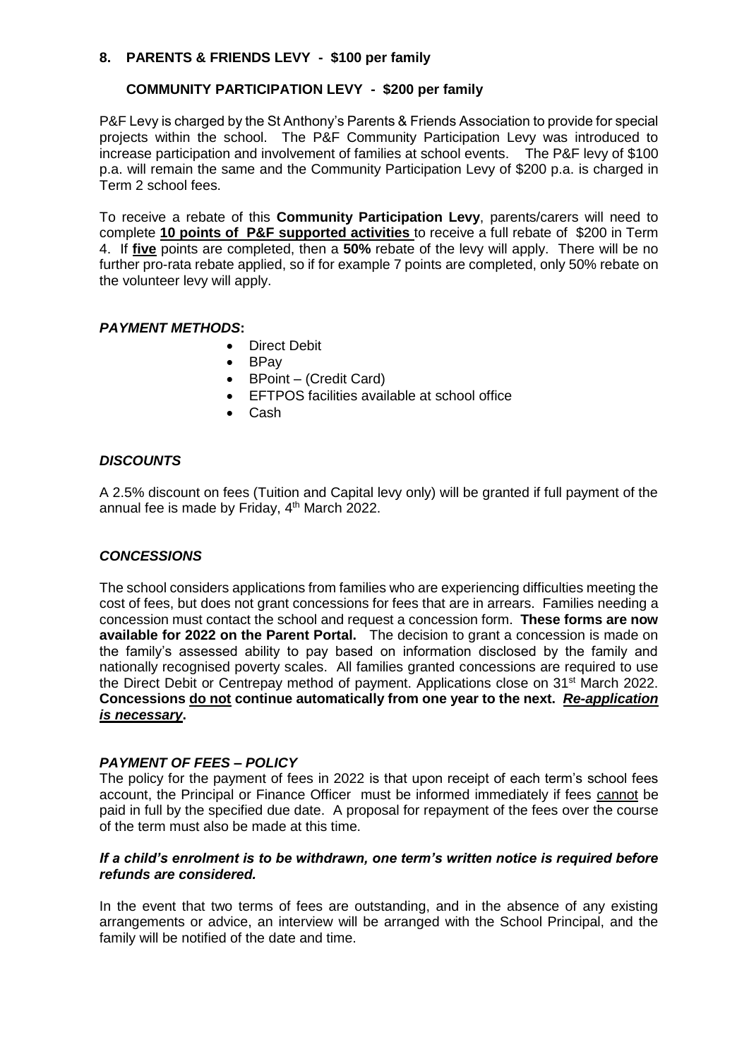## 8. PARENTS & FRIENDS LEVY - $100 per family

### COMMUNITY PARTICIPATION LEVY - $200 per family

P&F Levy is charged by the St Anthony's Parents & Friends Association to provide for special projects within the school. The P&F Community Participation Levy was introduced to increase participation and involvement of families at school events. The P&F levy of $100 p.a. will remain the same and the Community Participation Levy of $200 p.a. is charged in Term 2 school fees.

To receive a rebate of this **Community Participation Levy**, parents/carers will need to complete **10 points of P&F supported activities** to receive a full rebate of $200 in Term 4. If **five** points are completed, then a **50%** rebate of the levy will apply. There will be no further pro-rata rebate applied, so if for example 7 points are completed, only 50% rebate on the volunteer levy will apply.

### *PAYMENT METHODS*:

- Direct Debit
- BPay
- BPoint – (Credit Card)
- EFTPOS facilities available at school office
- Cash

### *DISCOUNTS*

A 2.5% discount on fees (Tuition and Capital levy only) will be granted if full payment of the annual fee is made by Friday, 4th March 2022.

### *CONCESSIONS*

The school considers applications from families who are experiencing difficulties meeting the cost of fees, but does not grant concessions for fees that are in arrears. Families needing a concession must contact the school and request a concession form. **These forms are now available for 2022 on the Parent Portal.** The decision to grant a concession is made on the family's assessed ability to pay based on information disclosed by the family and nationally recognised poverty scales. All families granted concessions are required to use the Direct Debit or Centrepay method of payment. Applications close on 31st March 2022. **Concessions do not continue automatically from one year to the next. *Re-application is necessary*.**

### *PAYMENT OF FEES – POLICY*

The policy for the payment of fees in 2022 is that upon receipt of each term's school fees account, the Principal or Finance Officer must be informed immediately if fees cannot be paid in full by the specified due date. A proposal for repayment of the fees over the course of the term must also be made at this time.

***If a child's enrolment is to be withdrawn, one term's written notice is required before refunds are considered.***

In the event that two terms of fees are outstanding, and in the absence of any existing arrangements or advice, an interview will be arranged with the School Principal, and the family will be notified of the date and time.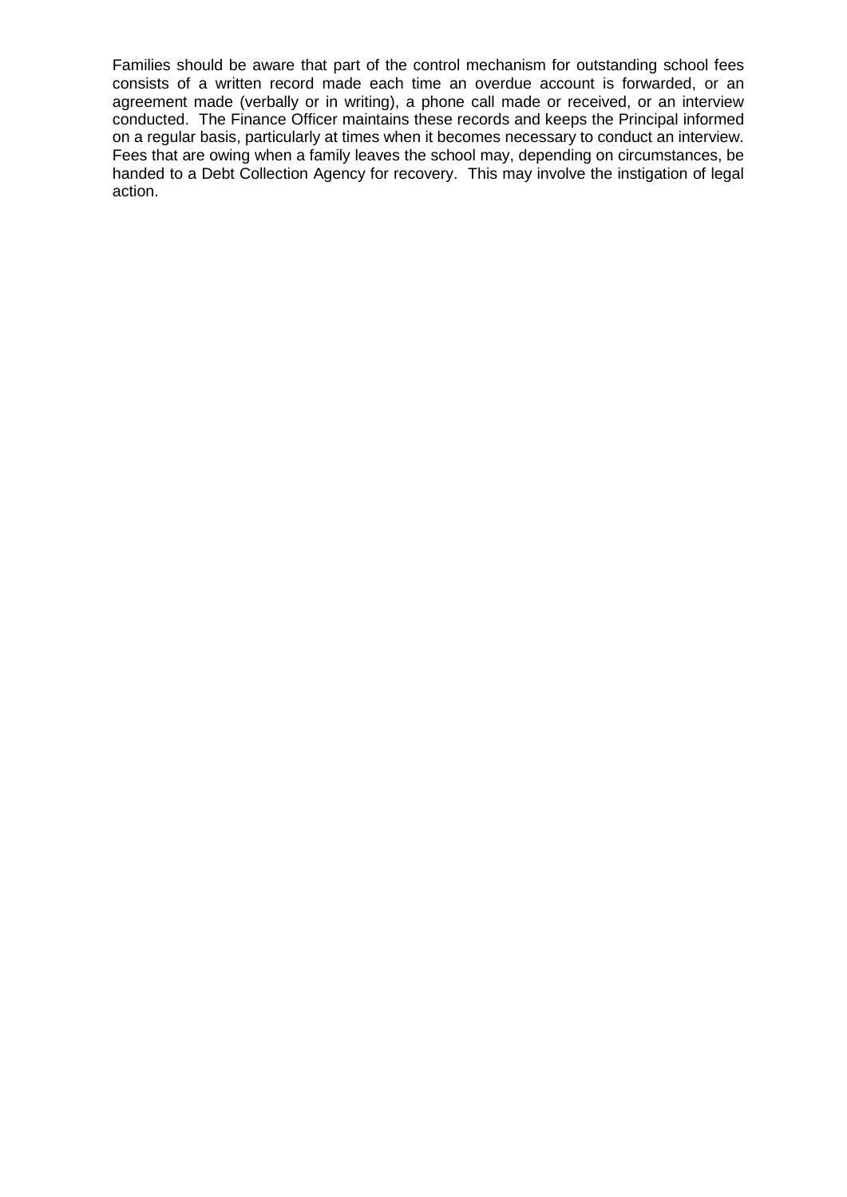Families should be aware that part of the control mechanism for outstanding school fees consists of a written record made each time an overdue account is forwarded, or an agreement made (verbally or in writing), a phone call made or received, or an interview conducted. The Finance Officer maintains these records and keeps the Principal informed on a regular basis, particularly at times when it becomes necessary to conduct an interview. Fees that are owing when a family leaves the school may, depending on circumstances, be handed to a Debt Collection Agency for recovery. This may involve the instigation of legal action.